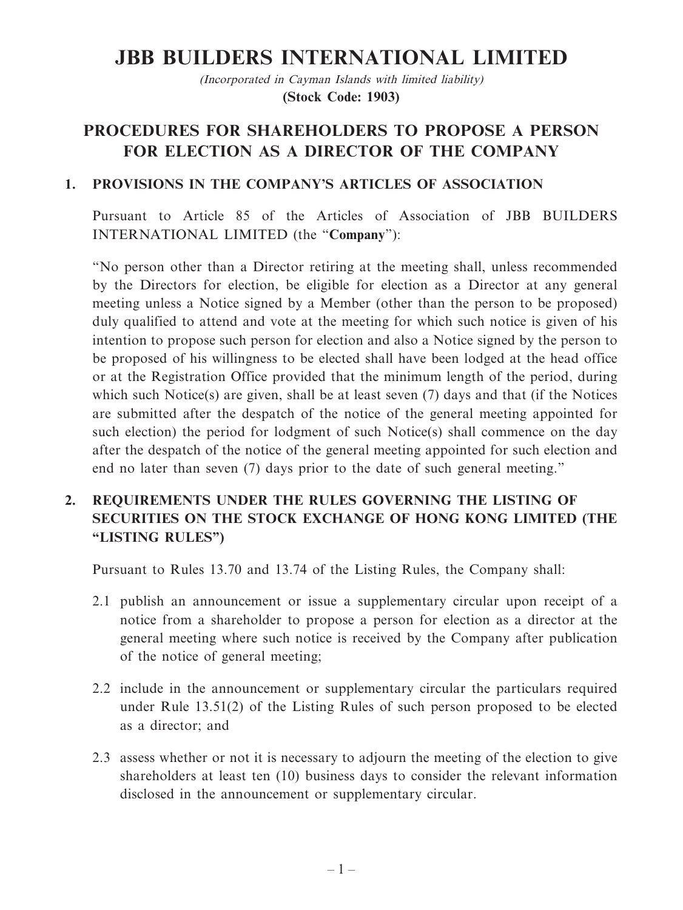# JBB BUILDERS INTERNATIONAL LIMITED

*(Incorporated in Cayman Islands with limited liability)*

**(Stock Code: 1903)**

## PROCEDURES FOR SHAREHOLDERS TO PROPOSE A PERSON FOR ELECTION AS A DIRECTOR OF THE COMPANY

### 1. PROVISIONS IN THE COMPANY'S ARTICLES OF ASSOCIATION

Pursuant to Article 85 of the Articles of Association of JBB BUILDERS INTERNATIONAL LIMITED (the "**Company**"):

"No person other than a Director retiring at the meeting shall, unless recommended by the Directors for election, be eligible for election as a Director at any general meeting unless a Notice signed by a Member (other than the person to be proposed) duly qualified to attend and vote at the meeting for which such notice is given of his intention to propose such person for election and also a Notice signed by the person to be proposed of his willingness to be elected shall have been lodged at the head office or at the Registration Office provided that the minimum length of the period, during which such Notice(s) are given, shall be at least seven (7) days and that (if the Notices are submitted after the despatch of the notice of the general meeting appointed for such election) the period for lodgment of such Notice(s) shall commence on the day after the despatch of the notice of the general meeting appointed for such election and end no later than seven (7) days prior to the date of such general meeting."

### 2. REQUIREMENTS UNDER THE RULES GOVERNING THE LISTING OF SECURITIES ON THE STOCK EXCHANGE OF HONG KONG LIMITED (THE "LISTING RULES")

Pursuant to Rules 13.70 and 13.74 of the Listing Rules, the Company shall:

2.1 publish an announcement or issue a supplementary circular upon receipt of a notice from a shareholder to propose a person for election as a director at the general meeting where such notice is received by the Company after publication of the notice of general meeting;

2.2 include in the announcement or supplementary circular the particulars required under Rule 13.51(2) of the Listing Rules of such person proposed to be elected as a director; and

2.3 assess whether or not it is necessary to adjourn the meeting of the election to give shareholders at least ten (10) business days to consider the relevant information disclosed in the announcement or supplementary circular.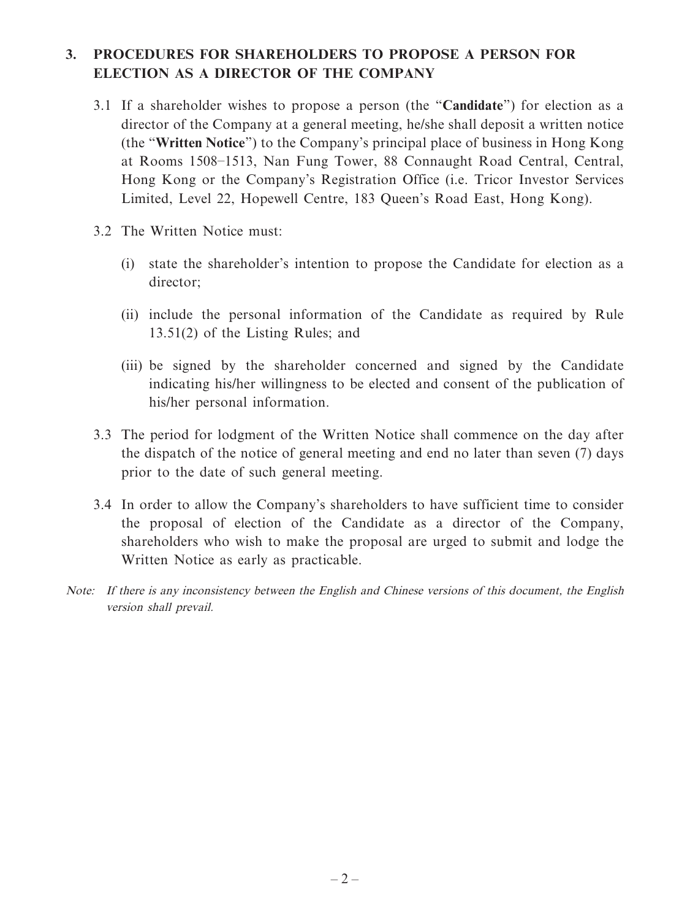## 3. PROCEDURES FOR SHAREHOLDERS TO PROPOSE A PERSON FOR ELECTION AS A DIRECTOR OF THE COMPANY

3.1 If a shareholder wishes to propose a person (the "**Candidate**") for election as a director of the Company at a general meeting, he/she shall deposit a written notice (the "**Written Notice**") to the Company's principal place of business in Hong Kong at Rooms 1508–1513, Nan Fung Tower, 88 Connaught Road Central, Central, Hong Kong or the Company's Registration Office (i.e. Tricor Investor Services Limited, Level 22, Hopewell Centre, 183 Queen's Road East, Hong Kong).

3.2 The Written Notice must:

(i) state the shareholder's intention to propose the Candidate for election as a director;

(ii) include the personal information of the Candidate as required by Rule 13.51(2) of the Listing Rules; and

(iii) be signed by the shareholder concerned and signed by the Candidate indicating his/her willingness to be elected and consent of the publication of his/her personal information.

3.3 The period for lodgment of the Written Notice shall commence on the day after the dispatch of the notice of general meeting and end no later than seven (7) days prior to the date of such general meeting.

3.4 In order to allow the Company's shareholders to have sufficient time to consider the proposal of election of the Candidate as a director of the Company, shareholders who wish to make the proposal are urged to submit and lodge the Written Notice as early as practicable.

*Note: If there is any inconsistency between the English and Chinese versions of this document, the English version shall prevail.*